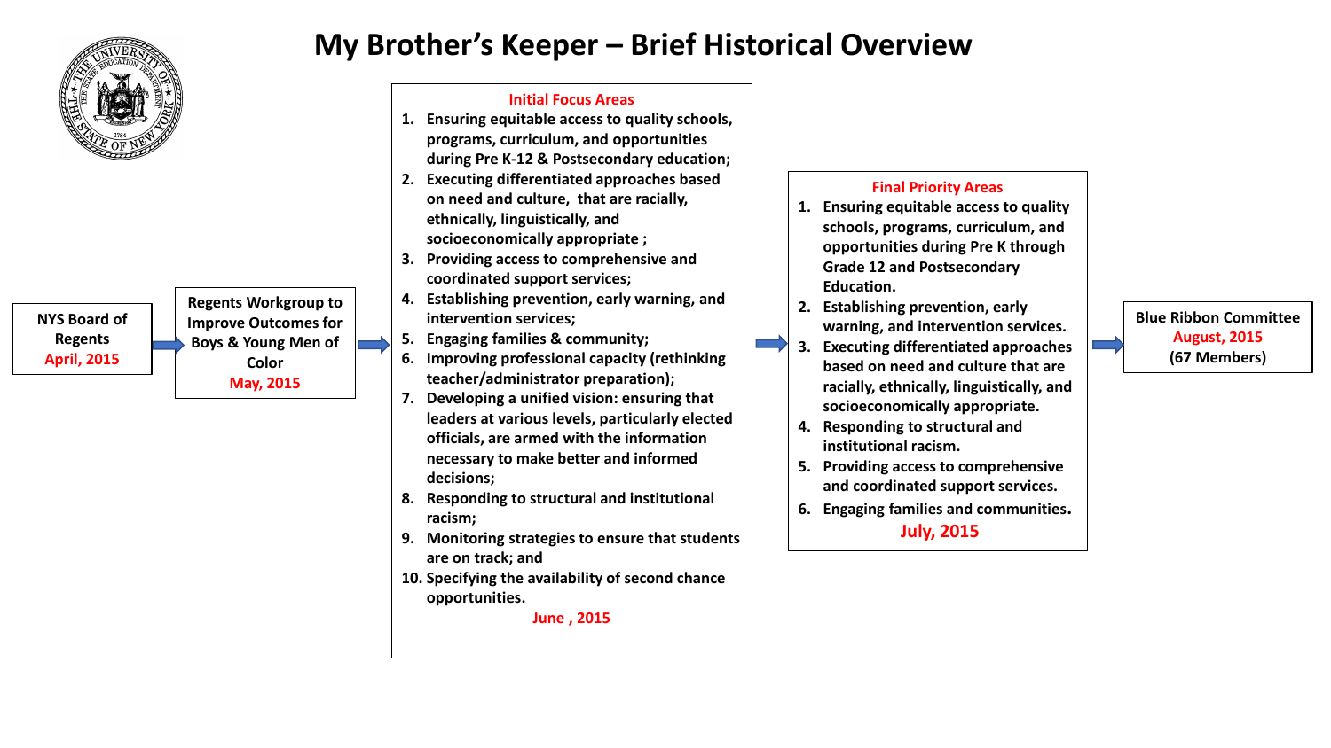# My Brother's Keeper – Brief Historical Overview

**NYS Board of Regents**
**April, 2015**

**Regents Workgroup to Improve Outcomes for Boys & Young Men of Color**
**May, 2015**

**Initial Focus Areas**

1. **Ensuring equitable access to quality schools, programs, curriculum, and opportunities during Pre K-12 & Postsecondary education;**
2. **Executing differentiated approaches based on need and culture, that are racially, ethnically, linguistically, and socioeconomically appropriate ;**
3. **Providing access to comprehensive and coordinated support services;**
4. **Establishing prevention, early warning, and intervention services;**
5. **Engaging families & community;**
6. **Improving professional capacity (rethinking teacher/administrator preparation);**
7. **Developing a unified vision: ensuring that leaders at various levels, particularly elected officials, are armed with the information necessary to make better and informed decisions;**
8. **Responding to structural and institutional racism;**
9. **Monitoring strategies to ensure that students are on track; and**
10. **Specifying the availability of second chance opportunities.**

**June , 2015**

**Final Priority Areas**

1. **Ensuring equitable access to quality schools, programs, curriculum, and opportunities during Pre K through Grade 12 and Postsecondary Education.**
2. **Establishing prevention, early warning, and intervention services.**
3. **Executing differentiated approaches based on need and culture that are racially, ethnically, linguistically, and socioeconomically appropriate.**
4. **Responding to structural and institutional racism.**
5. **Providing access to comprehensive and coordinated support services.**
6. **Engaging families and communities.**

**July, 2015**

**Blue Ribbon Committee**
**August, 2015**
**(67 Members)**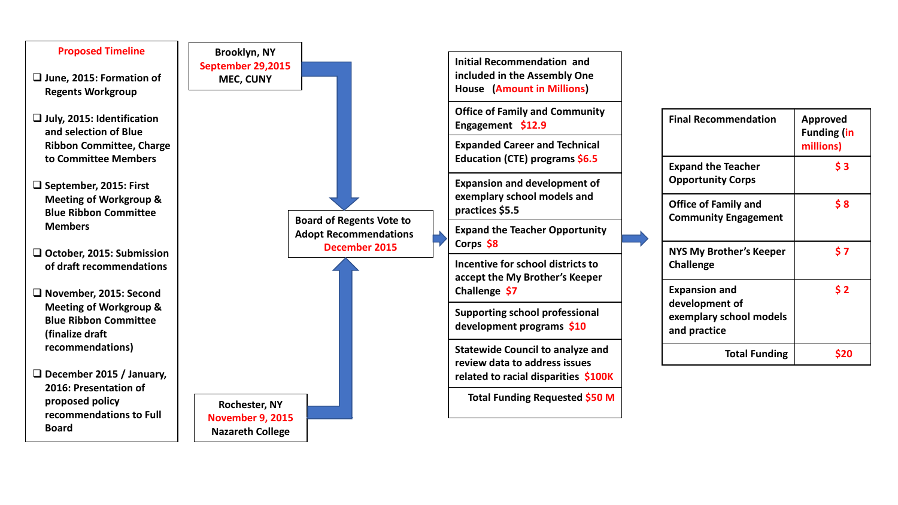**Proposed Timeline**

- June, 2015: Formation of Regents Workgroup
- July, 2015: Identification and selection of Blue Ribbon Committee, Charge to Committee Members
- September, 2015: First Meeting of Workgroup & Blue Ribbon Committee Members
- October, 2015: Submission of draft recommendations
- November, 2015: Second Meeting of Workgroup & Blue Ribbon Committee (finalize draft recommendations)
- December 2015 / January, 2016: Presentation of proposed policy recommendations to Full Board

Brooklyn, NY
September 29,2015
MEC, CUNY

Rochester, NY
November 9, 2015
Nazareth College

Board of Regents Vote to Adopt Recommendations
December 2015

| Initial Recommendation and included in the Assembly One House (Amount in Millions) |
|---|
| Office of Family and Community Engagement $12.9 |
| Expanded Career and Technical Education (CTE) programs $6.5 |
| Expansion and development of exemplary school models and practices $5.5 |
| Expand the Teacher Opportunity Corps $8 |
| Incentive for school districts to accept the My Brother's Keeper Challenge $7 |
| Supporting school professional development programs $10 |
| Statewide Council to analyze and review data to address issues related to racial disparities $100K |
| Total Funding Requested $50 M |

| Final Recommendation | Approved Funding (in millions) |
|---|---|
| Expand the Teacher Opportunity Corps | $ 3 |
| Office of Family and Community Engagement | $ 8 |
| NYS My Brother's Keeper Challenge | $ 7 |
| Expansion and development of exemplary school models and practice | $ 2 |
| Total Funding | $20 |